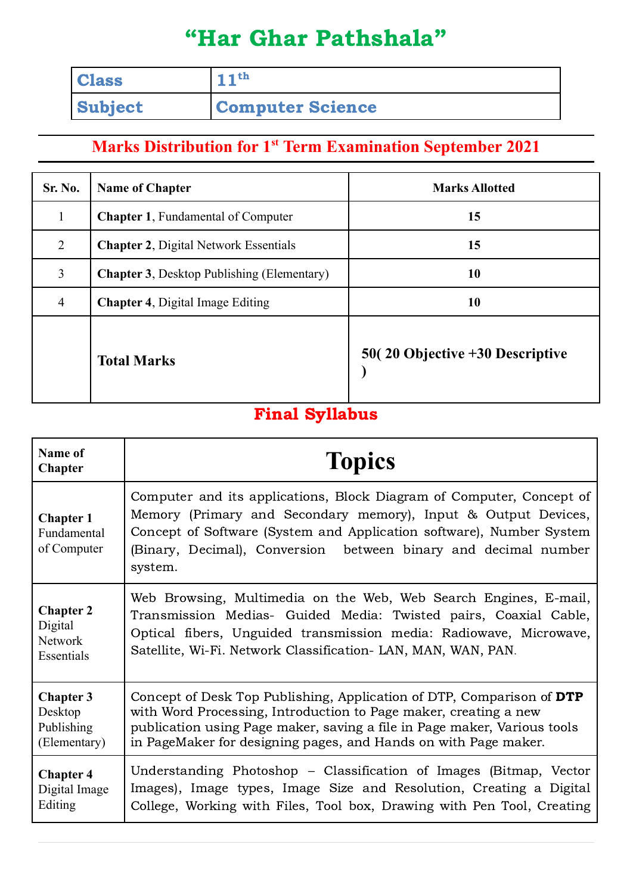# "Har Ghar Pathshala"

| Class | 11th |
|---|---|
| Subject | Computer Science |

## Marks Distribution for 1st Term Examination September 2021

| Sr. No. | Name of Chapter | Marks Allotted |
|---|---|---|
| 1 | **Chapter 1**, Fundamental of Computer | **15** |
| 2 | **Chapter 2**, Digital Network Essentials | **15** |
| 3 | **Chapter 3**, Desktop Publishing (Elementary) | **10** |
| 4 | **Chapter 4**, Digital Image Editing | **10** |
| | **Total Marks** | **50( 20 Objective +30 Descriptive )** |

## Final Syllabus

| Name of Chapter | Topics |
|---|---|
| **Chapter 1** Fundamental of Computer | Computer and its applications, Block Diagram of Computer, Concept of Memory (Primary and Secondary memory), Input & Output Devices, Concept of Software (System and Application software), Number System (Binary, Decimal), Conversion between binary and decimal number system. |
| **Chapter 2** Digital Network Essentials | Web Browsing, Multimedia on the Web, Web Search Engines, E-mail, Transmission Medias- Guided Media: Twisted pairs, Coaxial Cable, Optical fibers, Unguided transmission media: Radiowave, Microwave, Satellite, Wi-Fi. Network Classification- LAN, MAN, WAN, PAN. |
| **Chapter 3** Desktop Publishing (Elementary) | Concept of Desk Top Publishing, Application of DTP, Comparison of **DTP** with Word Processing, Introduction to Page maker, creating a new publication using Page maker, saving a file in Page maker, Various tools in PageMaker for designing pages, and Hands on with Page maker. |
| **Chapter 4** Digital Image Editing | Understanding Photoshop – Classification of Images (Bitmap, Vector Images), Image types, Image Size and Resolution, Creating a Digital College, Working with Files, Tool box, Drawing with Pen Tool, Creating |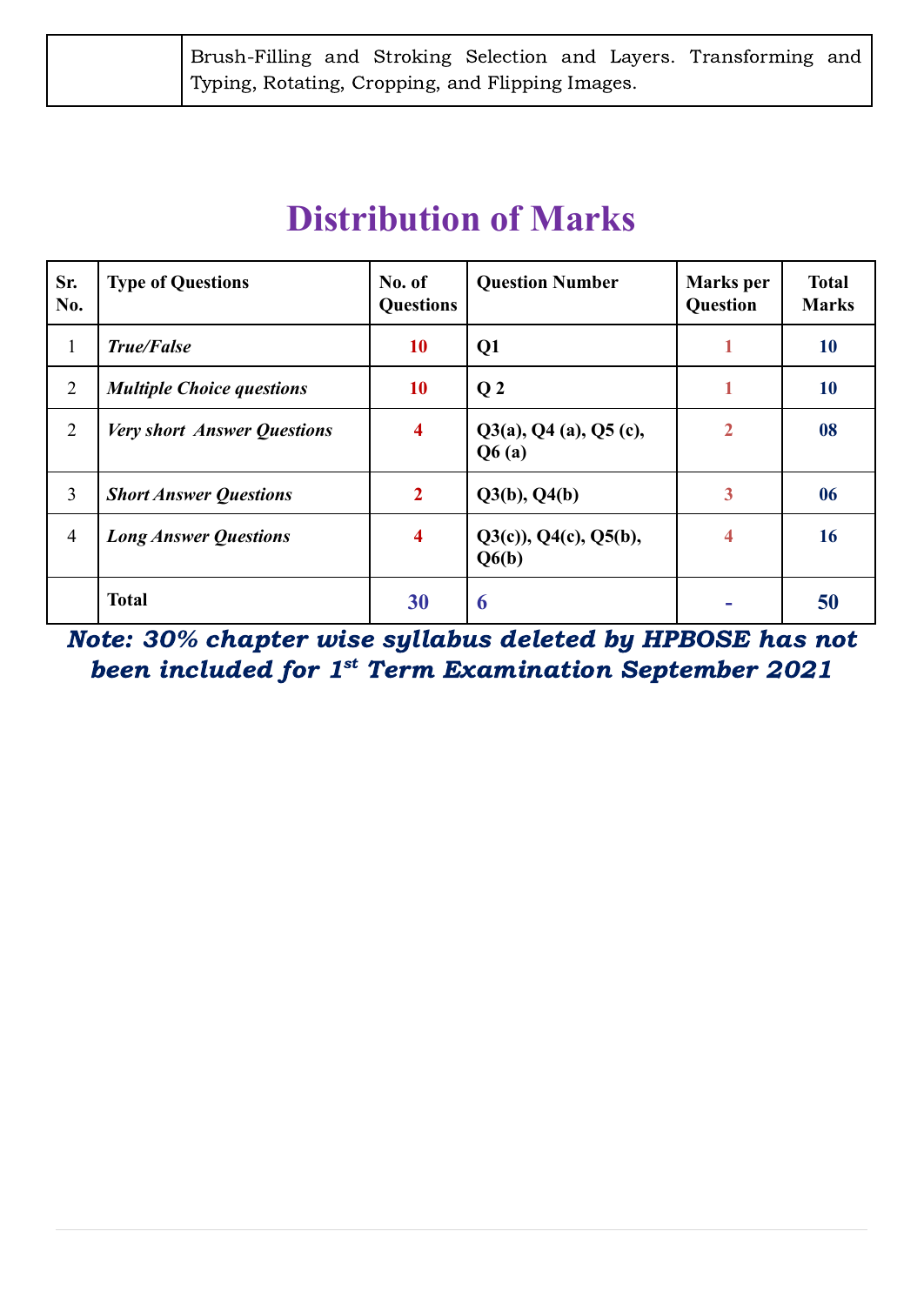| | |
|---|---|
| | Brush-Filling and Stroking Selection and Layers. Transforming and Typing, Rotating, Cropping, and Flipping Images. |

# Distribution of Marks

| Sr. No. | Type of Questions | No. of Questions | Question Number | Marks per Question | Total Marks |
|---|---|---|---|---|---|
| 1 | ***True/False*** | **10** | **Q1** | **1** | **10** |
| 2 | ***Multiple Choice questions*** | **10** | **Q 2** | **1** | **10** |
| 2 | ***Very short Answer Questions*** | **4** | **Q3(a), Q4 (a), Q5 (c), Q6 (a)** | **2** | **08** |
| 3 | ***Short Answer Questions*** | **2** | **Q3(b), Q4(b)** | **3** | **06** |
| 4 | ***Long Answer Questions*** | **4** | **Q3(c)), Q4(c), Q5(b), Q6(b)** | **4** | **16** |
| | **Total** | **30** | **6** | **-** | **50** |

***Note: 30% chapter wise syllabus deleted by HPBOSE has not been included for 1st Term Examination September 2021***